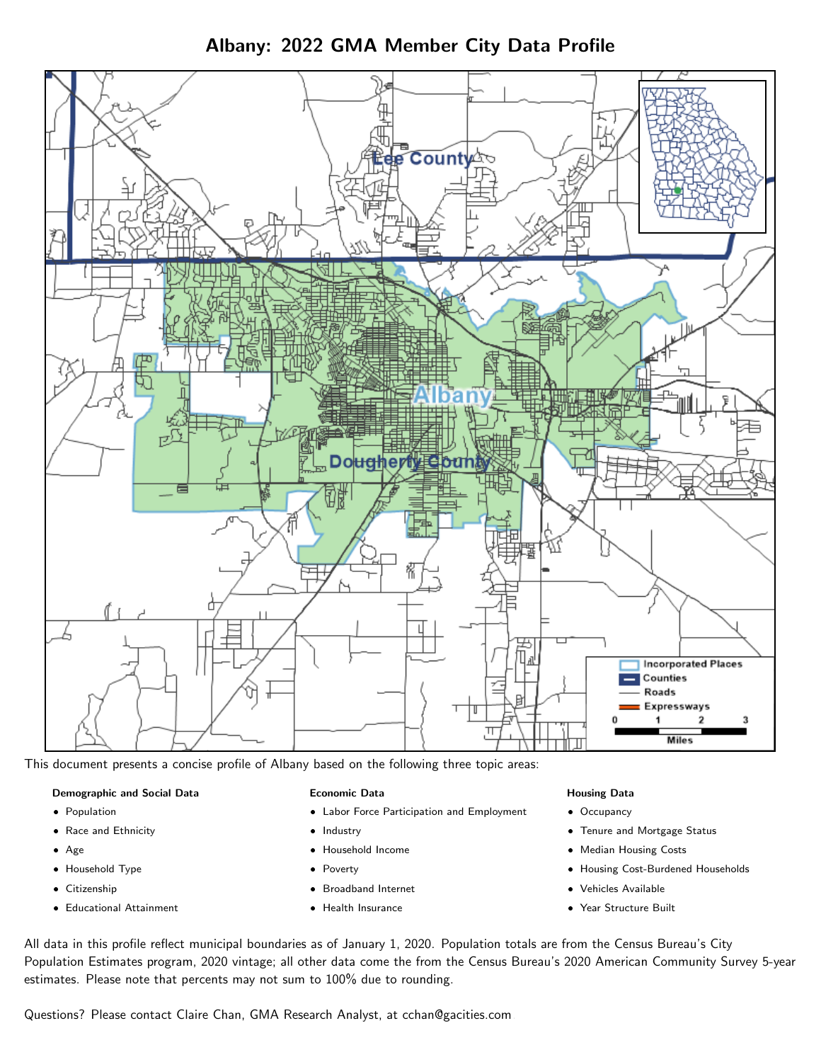# Albany: 2022 GMA Member City Data Profile

This document presents a concise profile of Albany based on the following three topic areas:

**Demographic and Social Data**

- Population
- Race and Ethnicity
- Age
- Household Type
- Citizenship
- Educational Attainment

**Economic Data**

- Labor Force Participation and Employment
- Industry
- Household Income
- Poverty
- Broadband Internet
- Health Insurance

**Housing Data**

- Occupancy
- Tenure and Mortgage Status
- Median Housing Costs
- Housing Cost-Burdened Households
- Vehicles Available
- Year Structure Built

All data in this profile reflect municipal boundaries as of January 1, 2020. Population totals are from the Census Bureau's City Population Estimates program, 2020 vintage; all other data come the from the Census Bureau's 2020 American Community Survey 5-year estimates. Please note that percents may not sum to 100% due to rounding.

Questions? Please contact Claire Chan, GMA Research Analyst, at cchan@gacities.com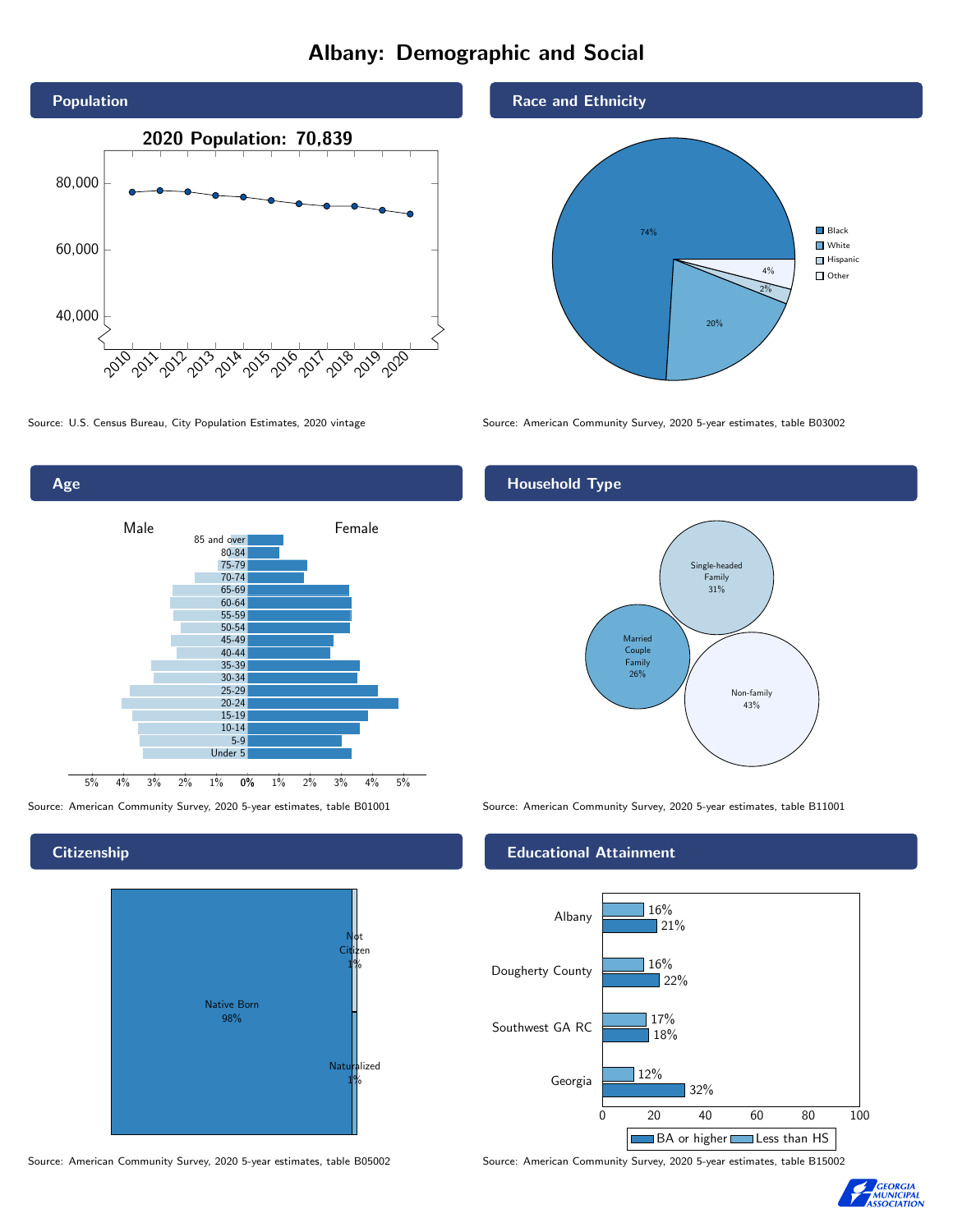# Albany: Demographic and Social

## Population

2020 Population: 70,839

Source: U.S. Census Bureau, City Population Estimates, 2020 vintage

## Race and Ethnicity

| Race/Ethnicity | Percent |
| --- | --- |
| Black | 74% |
| White | 20% |
| Hispanic | 2% |
| Other | 4% |

Source: American Community Survey, 2020 5-year estimates, table B03002

## Age

Male / Female

Age groups: 85 and over, 80-84, 75-79, 70-74, 65-69, 60-64, 55-59, 50-54, 45-49, 40-44, 35-39, 30-34, 25-29, 20-24, 15-19, 10-14, 5-9, Under 5

Source: American Community Survey, 2020 5-year estimates, table B01001

## Household Type

| Household Type | Percent |
| --- | --- |
| Single-headed Family | 31% |
| Married Couple Family | 26% |
| Non-family | 43% |

Source: American Community Survey, 2020 5-year estimates, table B11001

## Citizenship

| Citizenship | Percent |
| --- | --- |
| Native Born | 98% |
| Not Citizen | 1% |
| Naturalized | 1% |

Source: American Community Survey, 2020 5-year estimates, table B05002

## Educational Attainment

| Area | Less than HS | BA or higher |
| --- | --- | --- |
| Albany | 16% | 21% |
| Dougherty County | 16% | 22% |
| Southwest GA RC | 17% | 18% |
| Georgia | 12% | 32% |

Source: American Community Survey, 2020 5-year estimates, table B15002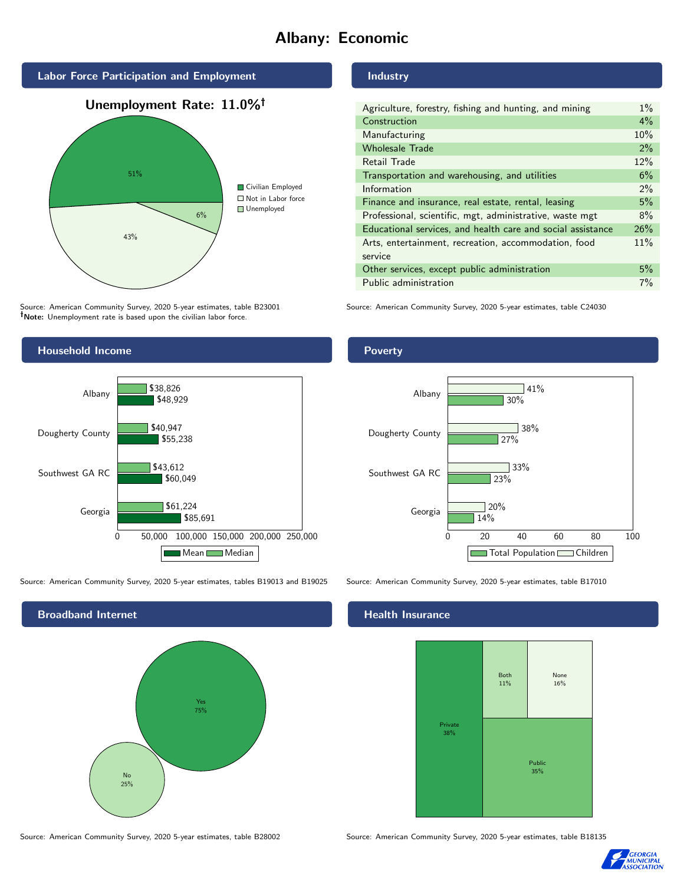# Albany: Economic

## Labor Force Participation and Employment

**Unemployment Rate: 11.0%†**

| Category | Percent |
|---|---|
| Civilian Employed | 51% |
| Not in Labor force | 43% |
| Unemployed | 6% |

Source: American Community Survey, 2020 5-year estimates, table B23001
**†Note:** Unemployment rate is based upon the civilian labor force.

## Industry

| Industry | Percent |
|---|---|
| Agriculture, forestry, fishing and hunting, and mining | 1% |
| Construction | 4% |
| Manufacturing | 10% |
| Wholesale Trade | 2% |
| Retail Trade | 12% |
| Transportation and warehousing, and utilities | 6% |
| Information | 2% |
| Finance and insurance, real estate, rental, leasing | 5% |
| Professional, scientific, mgt, administrative, waste mgt | 8% |
| Educational services, and health care and social assistance | 26% |
| Arts, entertainment, recreation, accommodation, food service | 11% |
| Other services, except public administration | 5% |
| Public administration | 7% |

Source: American Community Survey, 2020 5-year estimates, table C24030

## Household Income

| | Median | Mean |
|---|---|---|
| Albany | $38,826 | $48,929 |
| Dougherty County | $40,947 | $55,238 |
| Southwest GA RC | $43,612 | $60,049 |
| Georgia | $61,224 | $85,691 |

Source: American Community Survey, 2020 5-year estimates, tables B19013 and B19025

## Poverty

| | Children | Total Population |
|---|---|---|
| Albany | 41% | 30% |
| Dougherty County | 38% | 27% |
| Southwest GA RC | 33% | 23% |
| Georgia | 20% | 14% |

Source: American Community Survey, 2020 5-year estimates, table B17010

## Broadband Internet

| | Percent |
|---|---|
| Yes | 75% |
| No | 25% |

Source: American Community Survey, 2020 5-year estimates, table B28002

## Health Insurance

| | Percent |
|---|---|
| Private | 38% |
| Public | 35% |
| Both | 11% |
| None | 16% |

Source: American Community Survey, 2020 5-year estimates, table B18135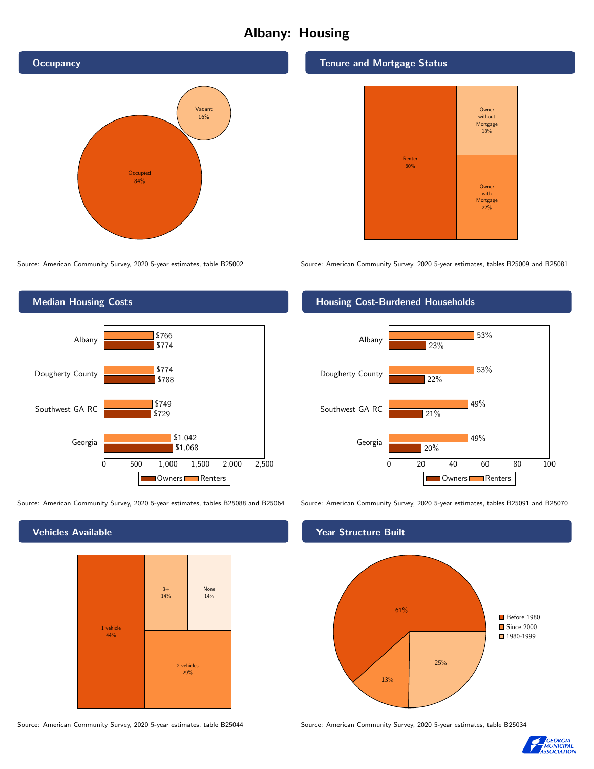# Albany: Housing

## Occupancy

Vacant
16%

Occupied
84%

Source: American Community Survey, 2020 5-year estimates, table B25002

## Tenure and Mortgage Status

Renter
60%

Owner without Mortgage
18%

Owner with Mortgage
22%

Source: American Community Survey, 2020 5-year estimates, tables B25009 and B25081

## Median Housing Costs

Albany: $766, $774
Dougherty County: $774, $788
Southwest GA RC: $749, $729
Georgia: $1,042, $1,068

0 500 1,000 1,500 2,000 2,500

Owners Renters

Source: American Community Survey, 2020 5-year estimates, tables B25088 and B25064

## Housing Cost-Burdened Households

Albany: 53%, 23%
Dougherty County: 53%, 22%
Southwest GA RC: 49%, 21%
Georgia: 49%, 20%

0 20 40 60 80 100

Owners Renters

Source: American Community Survey, 2020 5-year estimates, tables B25091 and B25070

## Vehicles Available

1 vehicle
44%

3+
14%

None
14%

2 vehicles
29%

Source: American Community Survey, 2020 5-year estimates, table B25044

## Year Structure Built

61%
13%
25%

Before 1980
Since 2000
1980-1999

Source: American Community Survey, 2020 5-year estimates, table B25034